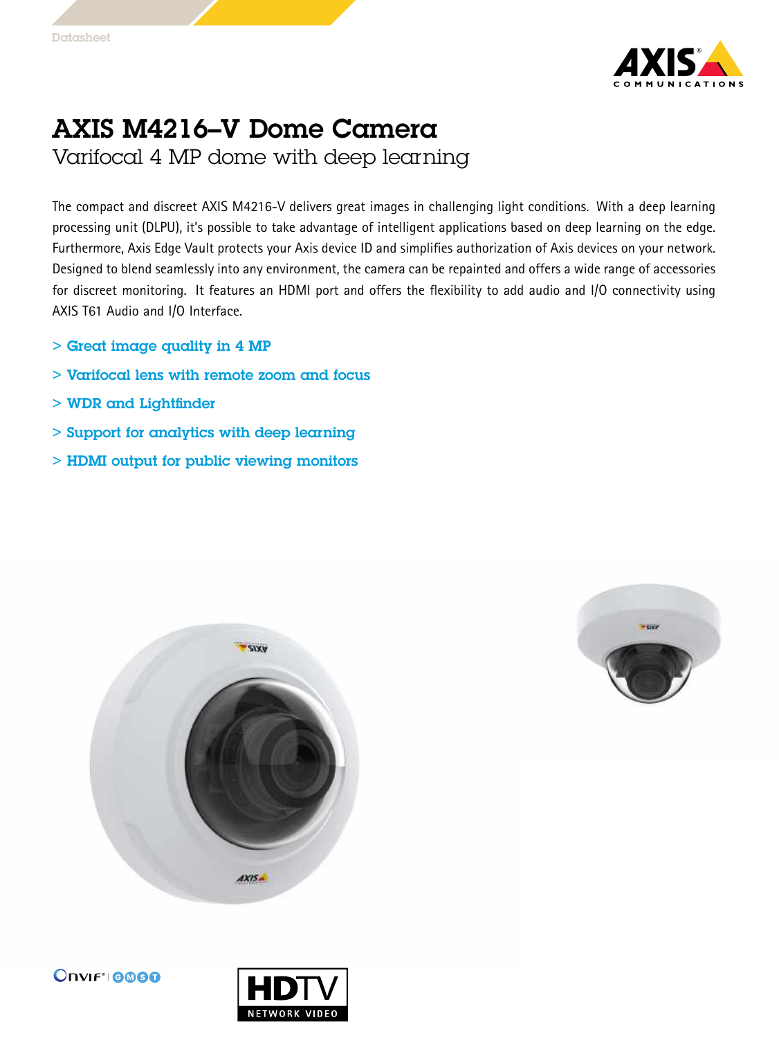Datasheet

# AXIS M4216–V Dome Camera

## Varifocal 4 MP dome with deep learning

The compact and discreet AXIS M4216-V delivers great images in challenging light conditions. With a deep learning processing unit (DLPU), it's possible to take advantage of intelligent applications based on deep learning on the edge. Furthermore, Axis Edge Vault protects your Axis device ID and simplifies authorization of Axis devices on your network. Designed to blend seamlessly into any environment, the camera can be repainted and offers a wide range of accessories for discreet monitoring. It features an HDMI port and offers the flexibility to add audio and I/O connectivity using AXIS T61 Audio and I/O Interface.

- > Great image quality in 4 MP
- > Varifocal lens with remote zoom and focus
- > WDR and Lightfinder
- > Support for analytics with deep learning
- > HDMI output for public viewing monitors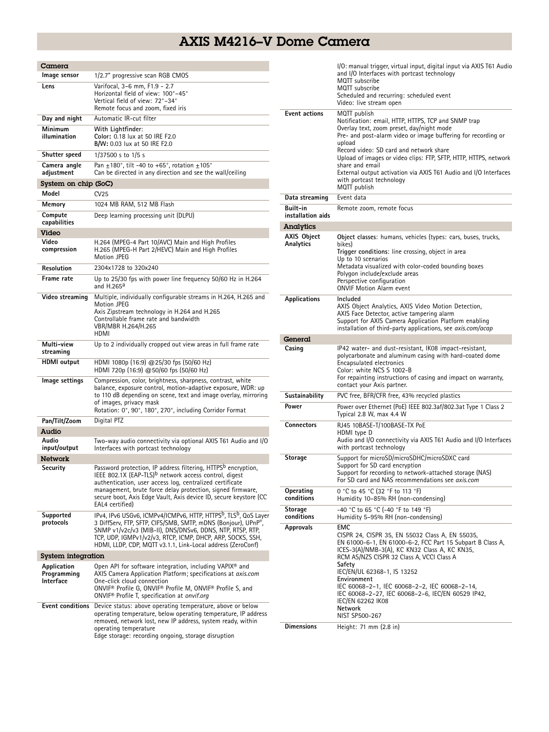# AXIS M4216–V Dome Camera

## Camera

| | |
|---|---|
| **Image sensor** | 1/2.7" progressive scan RGB CMOS |
| **Lens** | Varifocal, 3–6 mm, F1.9 - 2.7<br>Horizontal field of view: 100°–45°<br>Vertical field of view: 72°–34°<br>Remote focus and zoom, fixed iris |
| **Day and night** | Automatic IR-cut filter |
| **Minimum illumination** | With Lightfinder:<br>**Color:** 0.18 lux at 50 IRE F2.0<br>**B/W:** 0.03 lux at 50 IRE F2.0 |
| **Shutter speed** | 1/37500 s to 1/5 s |
| **Camera angle adjustment** | Pan ±180°, tilt -40 to +65°, rotation ±105°<br>Can be directed in any direction and see the wall/ceiling |

## System on chip (SoC)

| | |
|---|---|
| **Model** | CV25 |
| **Memory** | 1024 MB RAM, 512 MB Flash |
| **Compute capabilities** | Deep learning processing unit (DLPU) |

## Video

| | |
|---|---|
| **Video compression** | H.264 (MPEG-4 Part 10/AVC) Main and High Profiles<br>H.265 (MPEG-H Part 2/HEVC) Main and High Profiles<br>Motion JPEG |
| **Resolution** | 2304x1728 to 320x240 |
| **Frame rate** | Up to 25/30 fps with power line frequency 50/60 Hz in H.264 and H.265[a] |
| **Video streaming** | Multiple, individually configurable streams in H.264, H.265 and Motion JPEG<br>Axis Zipstream technology in H.264 and H.265<br>Controllable frame rate and bandwidth<br>VBR/MBR H.264/H.265<br>HDMI |
| **Multi-view streaming** | Up to 2 individually cropped out view areas in full frame rate |
| **HDMI output** | HDMI 1080p (16:9) @25/30 fps (50/60 Hz)<br>HDMI 720p (16:9) @50/60 fps (50/60 Hz) |
| **Image settings** | Compression, color, brightness, sharpness, contrast, white balance, exposure control, motion-adaptive exposure, WDR: up to 110 dB depending on scene, text and image overlay, mirroring of images, privacy mask<br>Rotation: 0°, 90°, 180°, 270°, including Corridor Format |
| **Pan/Tilt/Zoom** | Digital PTZ |

## Audio

| | |
|---|---|
| **Audio input/output** | Two-way audio connectivity via optional AXIS T61 Audio and I/O Interfaces with portcast technology |

## Network

| | |
|---|---|
| **Security** | Password protection, IP address filtering, HTTPS[b] encryption, IEEE 802.1X (EAP-TLS)[b] network access control, digest authentication, user access log, centralized certificate management, brute force delay protection, signed firmware, secure boot, Axis Edge Vault, Axis device ID, secure keystore (CC EAL4 certified) |
| **Supported protocols** | IPv4, IPv6 USGv6, ICMPv4/ICMPv6, HTTP, HTTPS[b], TLS[b], QoS Layer 3 DiffServ, FTP, SFTP, CIFS/SMB, SMTP, mDNS (Bonjour), UPnP®, SNMP v1/v2c/v3 (MIB-II), DNS/DNSv6, DDNS, NTP, RTSP, RTP, TCP, UDP, IGMPv1/v2/v3, RTCP, ICMP, DHCP, ARP, SOCKS, SSH, HDMI, LLDP, CDP, MQTT v3.1.1, Link-Local address (ZeroConf) |

## System integration

| | |
|---|---|
| **Application Programming Interface** | Open API for software integration, including VAPIX® and AXIS Camera Application Platform; specifications at *axis.com*<br>One-click cloud connection<br>ONVIF® Profile G, ONVIF® Profile M, ONVIF® Profile S, and ONVIF® Profile T, specification at *onvif.org* |
| **Event conditions** | Device status: above operating temperature, above or below operating temperature, below operating temperature, IP address removed, network lost, new IP address, system ready, within operating temperature<br>Edge storage: recording ongoing, storage disruption<br>I/O: manual trigger, virtual input, digital input via AXIS T61 Audio and I/O Interfaces with portcast technology<br>MQTT subscribe<br>MQTT subscribe<br>Scheduled and recurring: scheduled event<br>Video: live stream open |
| **Event actions** | MQTT publish<br>Notification: email, HTTP, HTTPS, TCP and SNMP trap<br>Overlay text, zoom preset, day/night mode<br>Pre- and post-alarm video or image buffering for recording or upload<br>Record video: SD card and network share<br>Upload of images or video clips: FTP, SFTP, HTTP, HTTPS, network share and email<br>External output activation via AXIS T61 Audio and I/O Interfaces with portcast technology<br>MQTT publish |
| **Data streaming** | Event data |
| **Built-in installation aids** | Remote zoom, remote focus |

## Analytics

| | |
|---|---|
| **AXIS Object Analytics** | **Object classes:** humans, vehicles (types: cars, buses, trucks, bikes)<br>**Trigger conditions:** line crossing, object in area<br>Up to 10 scenarios<br>Metadata visualized with color-coded bounding boxes<br>Polygon include/exclude areas<br>Perspective configuration<br>ONVIF Motion Alarm event |
| **Applications** | **Included**<br>AXIS Object Analytics, AXIS Video Motion Detection, AXIS Face Detector, active tampering alarm<br>Support for AXIS Camera Application Platform enabling installation of third-party applications, see *axis.com/acap* |

## General

| | |
|---|---|
| **Casing** | IP42 water- and dust-resistant, IK08 impact-resistant, polycarbonate and aluminum casing with hard-coated dome<br>Encapsulated electronics<br>Color: white NCS S 1002-B<br>For repainting instructions of casing and impact on warranty, contact your Axis partner. |
| **Sustainability** | PVC free, BFR/CFR free, 43% recycled plastics |
| **Power** | Power over Ethernet (PoE) IEEE 802.3af/802.3at Type 1 Class 2<br>Typical 2.8 W, max 4.4 W |
| **Connectors** | RJ45 10BASE-T/100BASE-TX PoE<br>HDMI type D<br>Audio and I/O connectivity via AXIS T61 Audio and I/O Interfaces with portcast technology |
| **Storage** | Support for microSD/microSDHC/microSDXC card<br>Support for SD card encryption<br>Support for recording to network-attached storage (NAS)<br>For SD card and NAS recommendations see *axis.com* |
| **Operating conditions** | 0 °C to 45 °C (32 °F to 113 °F)<br>Humidity 10–85% RH (non-condensing) |
| **Storage conditions** | -40 °C to 65 °C (-40 °F to 149 °F)<br>Humidity 5–95% RH (non-condensing) |
| **Approvals** | **EMC**<br>CISPR 24, CISPR 35, EN 55032 Class A, EN 55035, EN 61000-6-1, EN 61000-6-2, FCC Part 15 Subpart B Class A, ICES-3(A)/NMB-3(A), KC KN32 Class A, KC KN35, RCM AS/NZS CISPR 32 Class A, VCCI Class A<br>**Safety**<br>IEC/EN/UL 62368-1, IS 13252<br>**Environment**<br>IEC 60068-2-1, IEC 60068-2-2, IEC 60068-2-14, IEC 60068-2-27, IEC 60068-2-6, IEC/EN 60529 IP42, IEC/EN 62262 IK08<br>**Network**<br>NIST SP500-267 |
| **Dimensions** | Height: 71 mm (2.8 in) |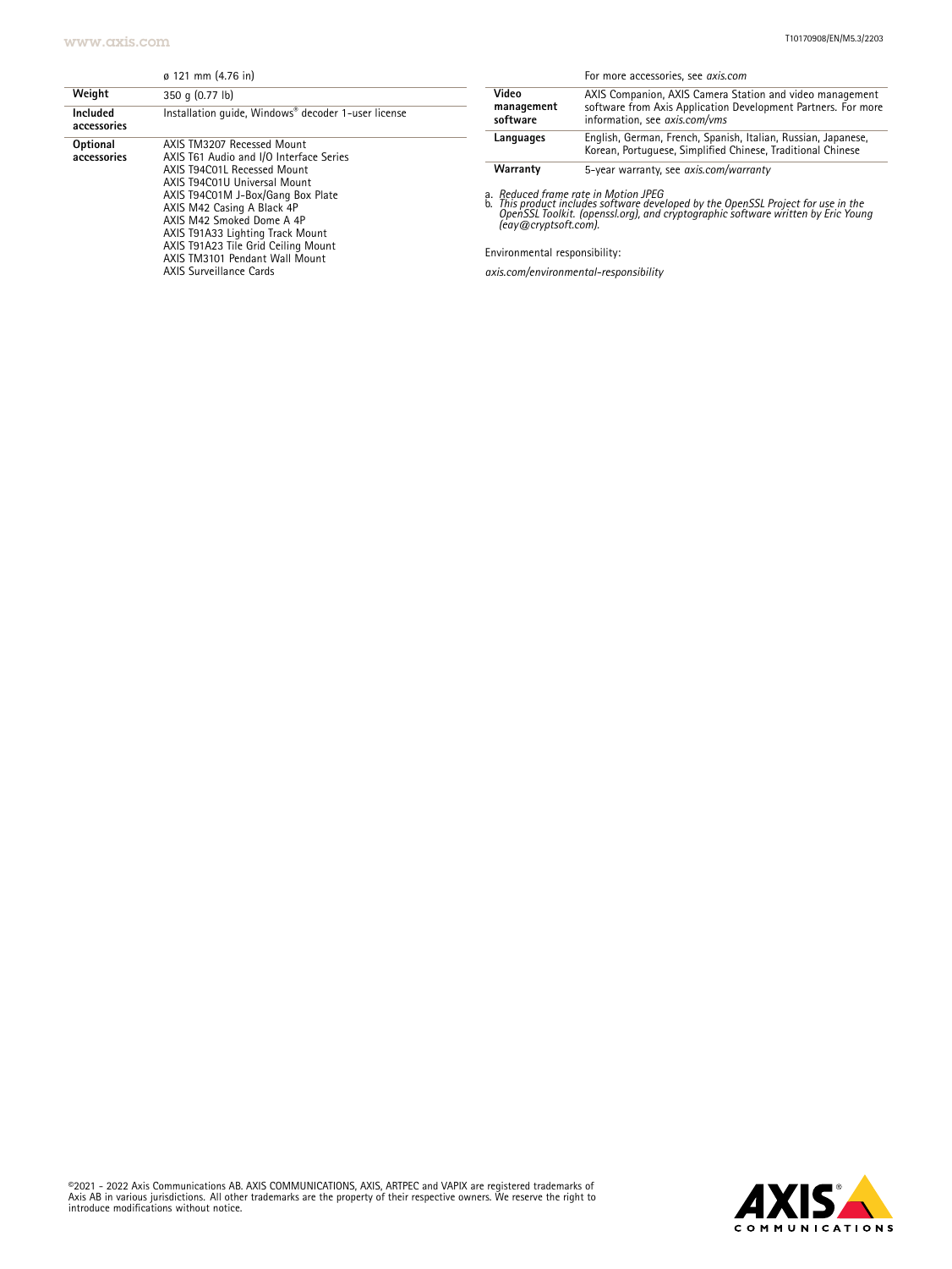| | |
|---|---|
| | ø 121 mm (4.76 in) |
| **Weight** | 350 g (0.77 lb) |
| **Included accessories** | Installation guide, Windows® decoder 1-user license |
| **Optional accessories** | AXIS TM3207 Recessed Mount<br>AXIS T61 Audio and I/O Interface Series<br>AXIS T94C01L Recessed Mount<br>AXIS T94C01U Universal Mount<br>AXIS T94C01M J-Box/Gang Box Plate<br>AXIS M42 Casing A Black 4P<br>AXIS M42 Smoked Dome A 4P<br>AXIS T91A33 Lighting Track Mount<br>AXIS T91A23 Tile Grid Ceiling Mount<br>AXIS TM3101 Pendant Wall Mount<br>AXIS Surveillance Cards<br>For more accessories, see *axis.com* |
| **Video management software** | AXIS Companion, AXIS Camera Station and video management software from Axis Application Development Partners. For more information, see *axis.com/vms* |
| **Languages** | English, German, French, Spanish, Italian, Russian, Japanese, Korean, Portuguese, Simplified Chinese, Traditional Chinese |
| **Warranty** | 5-year warranty, see *axis.com/warranty* |

a. *Reduced frame rate in Motion JPEG*
b. *This product includes software developed by the OpenSSL Project for use in the OpenSSL Toolkit. (openssl.org), and cryptographic software written by Eric Young (eay@cryptsoft.com).*

Environmental responsibility:

*axis.com/environmental-responsibility*

©2021 - 2022 Axis Communications AB. AXIS COMMUNICATIONS, AXIS, ARTPEC and VAPIX are registered trademarks of Axis AB in various jurisdictions. All other trademarks are the property of their respective owners. We reserve the right to introduce modifications without notice.